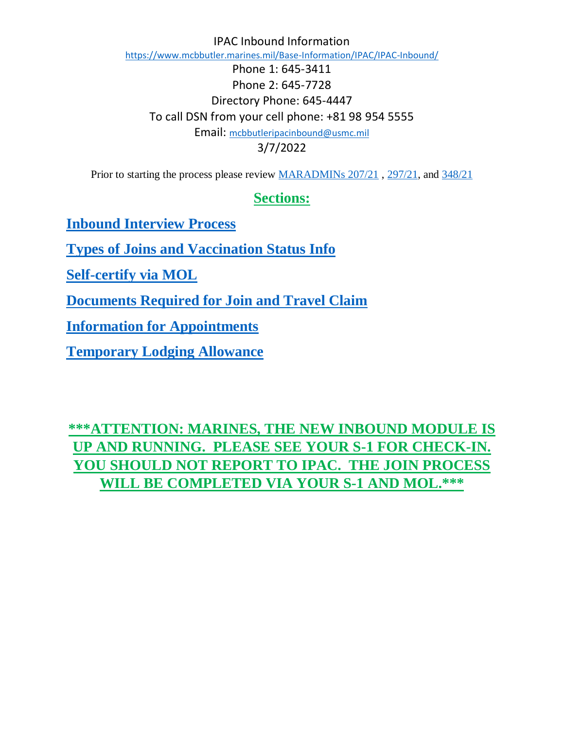# IPAC Inbound Information

https://www.mcbbutler.marines.mil/Base-Information/IPAC/IPAC-Inbound/

Phone 1: 645-3411

Phone 2: 645-7728

Directory Phone: 645-4447

To call DSN from your cell phone: +81 98 954 5555

Email: mcbbutleripacinbound@usmc.mil

3/7/2022

Prior to starting the process please review MARADMINs 207/21 , 297/21, and 348/21

## Sections:

**Inbound Interview Process**

**Types of Joins and Vaccination Status Info**

**Self-certify via MOL**

**Documents Required for Join and Travel Claim**

**Information for Appointments**

**Temporary Lodging Allowance**

**\*\*\*ATTENTION: MARINES, THE NEW INBOUND MODULE IS UP AND RUNNING. PLEASE SEE YOUR S-1 FOR CHECK-IN. YOU SHOULD NOT REPORT TO IPAC. THE JOIN PROCESS WILL BE COMPLETED VIA YOUR S-1 AND MOL.\*\*\***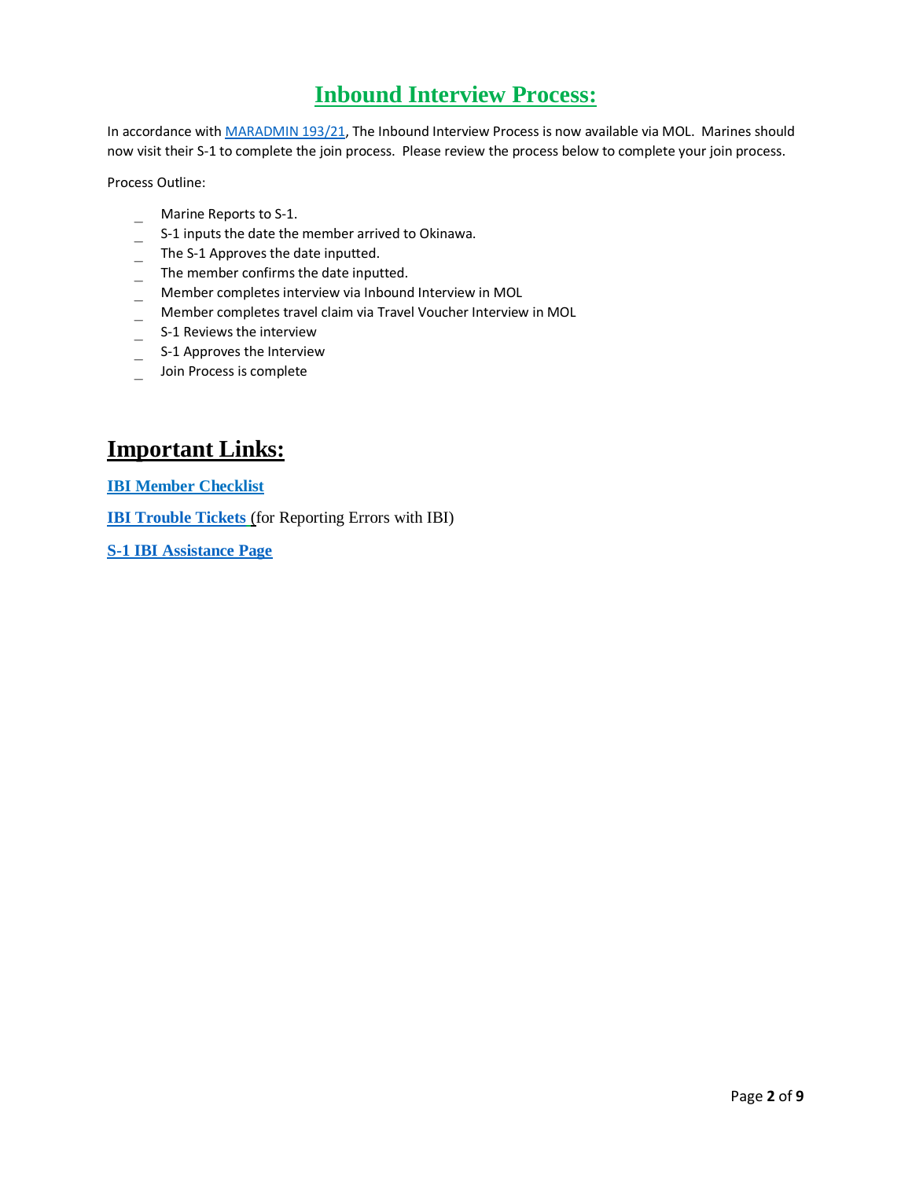# Inbound Interview Process:

In accordance with [MARADMIN 193/21](), The Inbound Interview Process is now available via MOL. Marines should now visit their S-1 to complete the join process. Please review the process below to complete your join process.

Process Outline:

- Marine Reports to S-1.
- S-1 inputs the date the member arrived to Okinawa.
- The S-1 Approves the date inputted.
- The member confirms the date inputted.
- Member completes interview via Inbound Interview in MOL
- Member completes travel claim via Travel Voucher Interview in MOL
- S-1 Reviews the interview
- S-1 Approves the Interview
- Join Process is complete

## Important Links:

**IBI Member Checklist**

**IBI Trouble Tickets** (for Reporting Errors with IBI)

**S-1 IBI Assistance Page**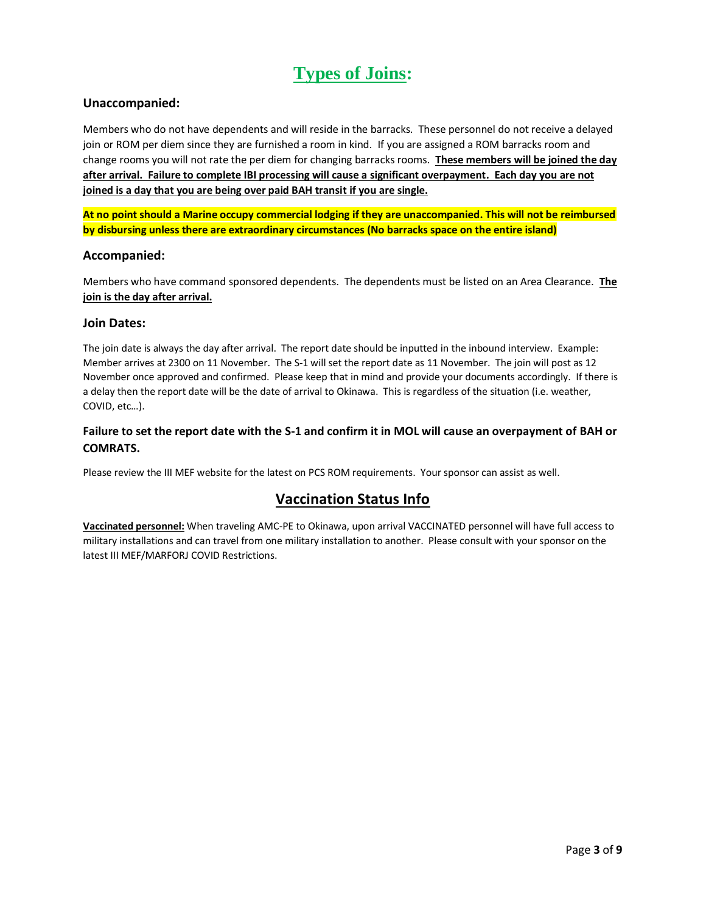# Types of Joins:

### Unaccompanied:

Members who do not have dependents and will reside in the barracks. These personnel do not receive a delayed join or ROM per diem since they are furnished a room in kind. If you are assigned a ROM barracks room and change rooms you will not rate the per diem for changing barracks rooms. **These members will be joined the day after arrival. Failure to complete IBI processing will cause a significant overpayment. Each day you are not joined is a day that you are being over paid BAH transit if you are single.**

**At no point should a Marine occupy commercial lodging if they are unaccompanied. This will not be reimbursed by disbursing unless there are extraordinary circumstances (No barracks space on the entire island)**

### Accompanied:

Members who have command sponsored dependents. The dependents must be listed on an Area Clearance. **The join is the day after arrival.**

### Join Dates:

The join date is always the day after arrival. The report date should be inputted in the inbound interview. Example: Member arrives at 2300 on 11 November. The S-1 will set the report date as 11 November. The join will post as 12 November once approved and confirmed. Please keep that in mind and provide your documents accordingly. If there is a delay then the report date will be the date of arrival to Okinawa. This is regardless of the situation (i.e. weather, COVID, etc…).

#### Failure to set the report date with the S-1 and confirm it in MOL will cause an overpayment of BAH or COMRATS.

Please review the III MEF website for the latest on PCS ROM requirements. Your sponsor can assist as well.

## Vaccination Status Info

**Vaccinated personnel:** When traveling AMC-PE to Okinawa, upon arrival VACCINATED personnel will have full access to military installations and can travel from one military installation to another. Please consult with your sponsor on the latest III MEF/MARFORJ COVID Restrictions.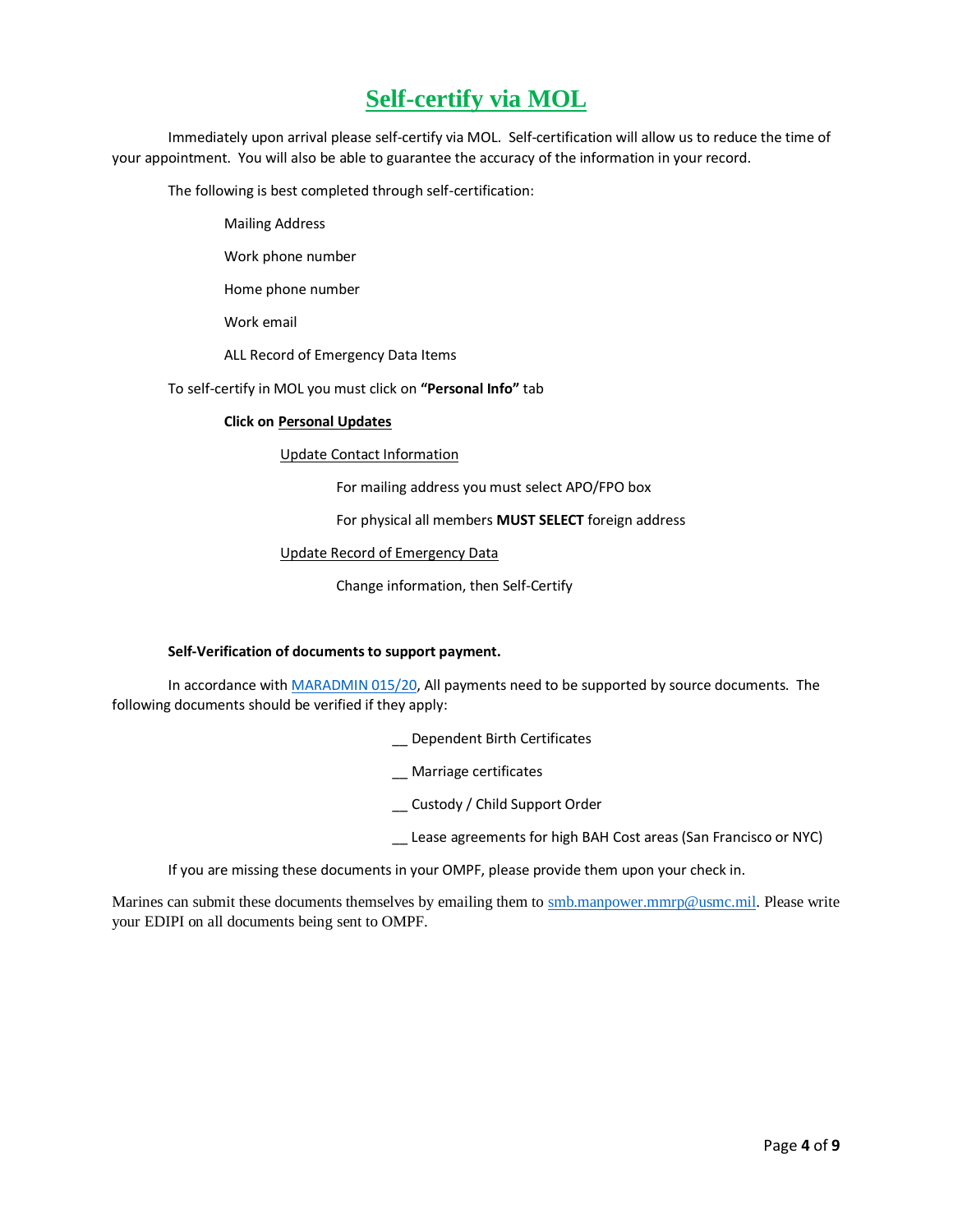# Self-certify via MOL

Immediately upon arrival please self-certify via MOL. Self-certification will allow us to reduce the time of your appointment. You will also be able to guarantee the accuracy of the information in your record.

The following is best completed through self-certification:

- Mailing Address
- Work phone number
- Home phone number
- Work email
- ALL Record of Emergency Data Items

To self-certify in MOL you must click on **"Personal Info"** tab

- **Click on Personal Updates**
  - Update Contact Information
    - For mailing address you must select APO/FPO box
    - For physical all members **MUST SELECT** foreign address
  - Update Record of Emergency Data
    - Change information, then Self-Certify

**Self-Verification of documents to support payment.**

In accordance with [MARADMIN 015/20](MARADMIN 015/20), All payments need to be supported by source documents. The following documents should be verified if they apply:

__ Dependent Birth Certificates

__ Marriage certificates

__ Custody / Child Support Order

__ Lease agreements for high BAH Cost areas (San Francisco or NYC)

If you are missing these documents in your OMPF, please provide them upon your check in.

Marines can submit these documents themselves by emailing them to smb.manpower.mmrp@usmc.mil. Please write your EDIPI on all documents being sent to OMPF.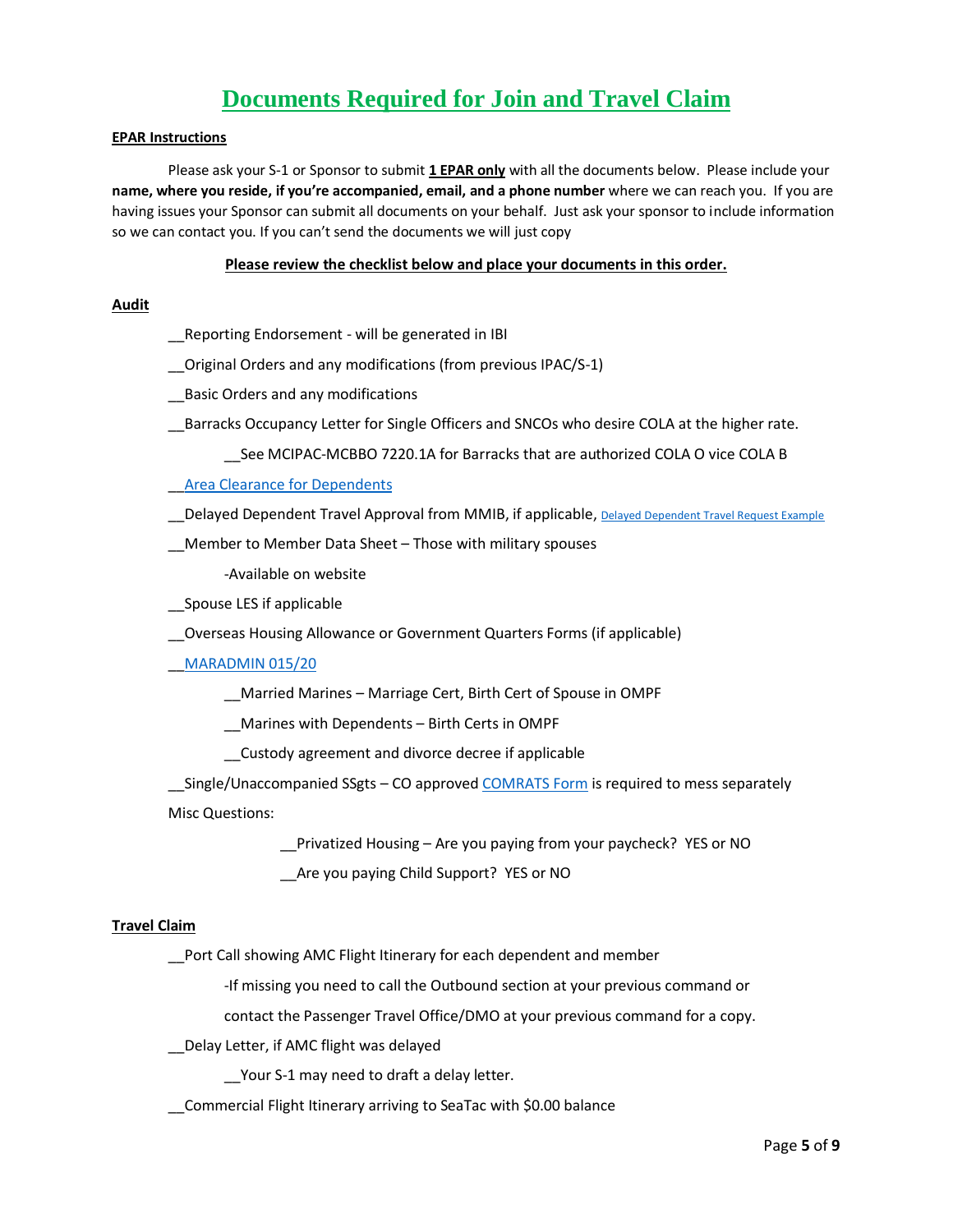# Documents Required for Join and Travel Claim

**EPAR Instructions**

Please ask your S-1 or Sponsor to submit **1 EPAR only** with all the documents below. Please include your **name, where you reside, if you're accompanied, email, and a phone number** where we can reach you. If you are having issues your Sponsor can submit all documents on your behalf. Just ask your sponsor to include information so we can contact you. If you can't send the documents we will just copy

**Please review the checklist below and place your documents in this order.**

**Audit**

__Reporting Endorsement - will be generated in IBI

__Original Orders and any modifications (from previous IPAC/S-1)

__Basic Orders and any modifications

__Barracks Occupancy Letter for Single Officers and SNCOs who desire COLA at the higher rate.

- __See MCIPAC-MCBBO 7220.1A for Barracks that are authorized COLA O vice COLA B

__Area Clearance for Dependents

__Delayed Dependent Travel Approval from MMIB, if applicable, Delayed Dependent Travel Request Example

__Member to Member Data Sheet – Those with military spouses

- -Available on website

__Spouse LES if applicable

__Overseas Housing Allowance or Government Quarters Forms (if applicable)

__MARADMIN 015/20

- __Married Marines – Marriage Cert, Birth Cert of Spouse in OMPF
- __Marines with Dependents – Birth Certs in OMPF
- __Custody agreement and divorce decree if applicable

__Single/Unaccompanied SSgts – CO approved COMRATS Form is required to mess separately

Misc Questions:

- __Privatized Housing – Are you paying from your paycheck? YES or NO
- __Are you paying Child Support? YES or NO

**Travel Claim**

__Port Call showing AMC Flight Itinerary for each dependent and member

- -If missing you need to call the Outbound section at your previous command or contact the Passenger Travel Office/DMO at your previous command for a copy.

__Delay Letter, if AMC flight was delayed

- __Your S-1 may need to draft a delay letter.

__Commercial Flight Itinerary arriving to SeaTac with $0.00 balance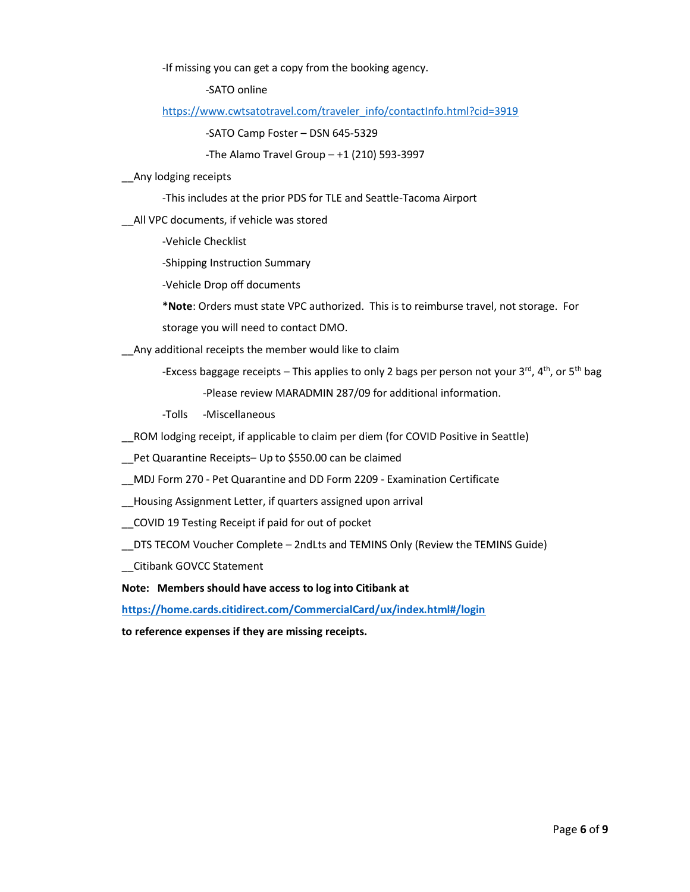-If missing you can get a copy from the booking agency.

-SATO online

https://www.cwtsatotravel.com/traveler_info/contactInfo.html?cid=3919

-SATO Camp Foster – DSN 645-5329

-The Alamo Travel Group – +1 (210) 593-3997

__Any lodging receipts

-This includes at the prior PDS for TLE and Seattle-Tacoma Airport

__All VPC documents, if vehicle was stored

-Vehicle Checklist

-Shipping Instruction Summary

-Vehicle Drop off documents

***Note**: Orders must state VPC authorized. This is to reimburse travel, not storage. For storage you will need to contact DMO.

__Any additional receipts the member would like to claim

-Excess baggage receipts – This applies to only 2 bags per person not your 3rd, 4th, or 5th bag

-Please review MARADMIN 287/09 for additional information.

-Tolls -Miscellaneous

__ROM lodging receipt, if applicable to claim per diem (for COVID Positive in Seattle)

__Pet Quarantine Receipts– Up to $550.00 can be claimed

__MDJ Form 270 - Pet Quarantine and DD Form 2209 - Examination Certificate

__Housing Assignment Letter, if quarters assigned upon arrival

__COVID 19 Testing Receipt if paid for out of pocket

__DTS TECOM Voucher Complete – 2ndLts and TEMINS Only (Review the TEMINS Guide)

__Citibank GOVCC Statement

**Note: Members should have access to log into Citibank at https://home.cards.citidirect.com/CommercialCard/ux/index.html#/login to reference expenses if they are missing receipts.**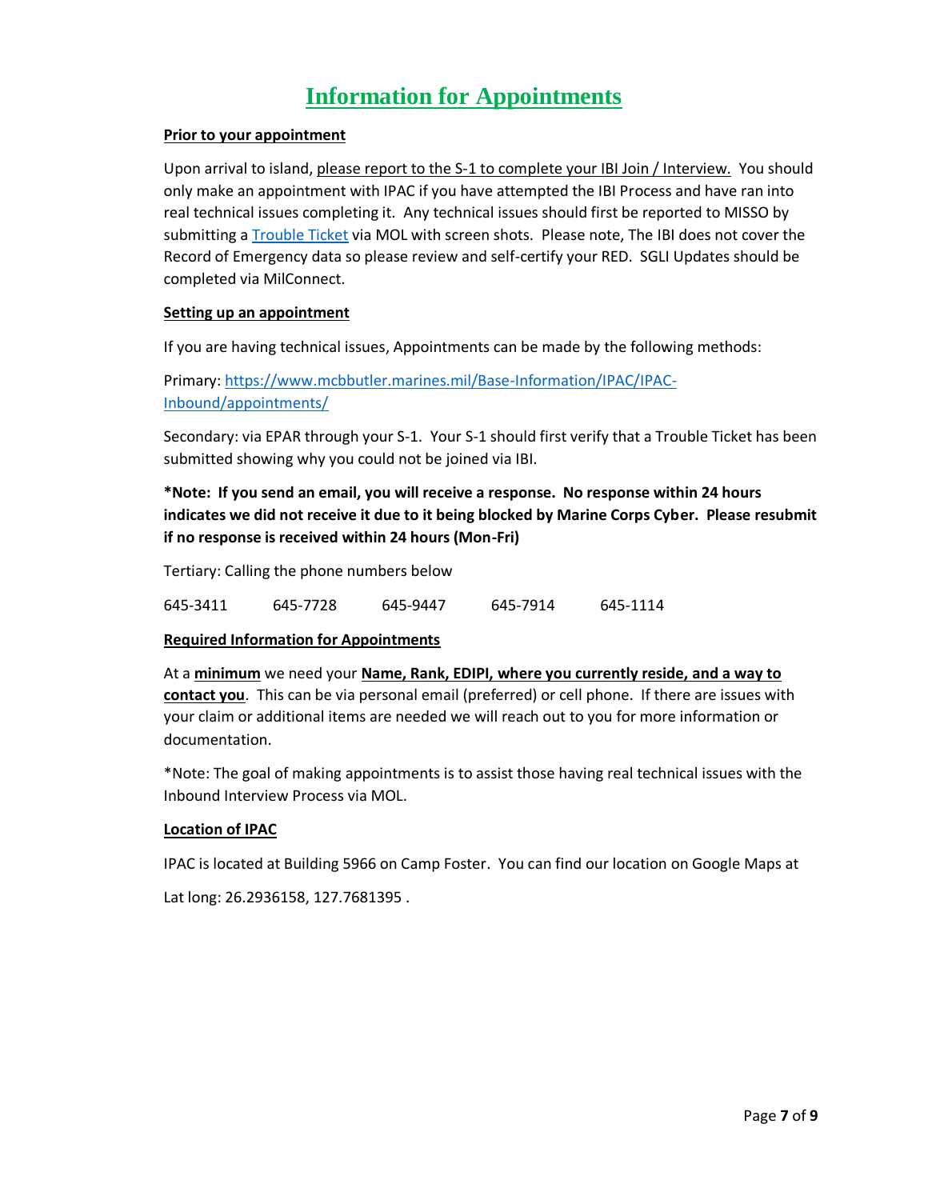# Information for Appointments

**Prior to your appointment**

Upon arrival to island, please report to the S-1 to complete your IBI Join / Interview. You should only make an appointment with IPAC if you have attempted the IBI Process and have ran into real technical issues completing it. Any technical issues should first be reported to MISSO by submitting a Trouble Ticket via MOL with screen shots. Please note, The IBI does not cover the Record of Emergency data so please review and self-certify your RED. SGLI Updates should be completed via MilConnect.

**Setting up an appointment**

If you are having technical issues, Appointments can be made by the following methods:

Primary: https://www.mcbbutler.marines.mil/Base-Information/IPAC/IPAC-Inbound/appointments/

Secondary: via EPAR through your S-1. Your S-1 should first verify that a Trouble Ticket has been submitted showing why you could not be joined via IBI.

***Note: If you send an email, you will receive a response. No response within 24 hours indicates we did not receive it due to it being blocked by Marine Corps Cyber. Please resubmit if no response is received within 24 hours (Mon-Fri)**

Tertiary: Calling the phone numbers below

645-3411 645-7728 645-9447 645-7914 645-1114

**Required Information for Appointments**

At a **minimum** we need your **Name, Rank, EDIPI, where you currently reside, and a way to contact you**. This can be via personal email (preferred) or cell phone. If there are issues with your claim or additional items are needed we will reach out to you for more information or documentation.

*Note: The goal of making appointments is to assist those having real technical issues with the Inbound Interview Process via MOL.

**Location of IPAC**

IPAC is located at Building 5966 on Camp Foster. You can find our location on Google Maps at

Lat long: 26.2936158, 127.7681395 .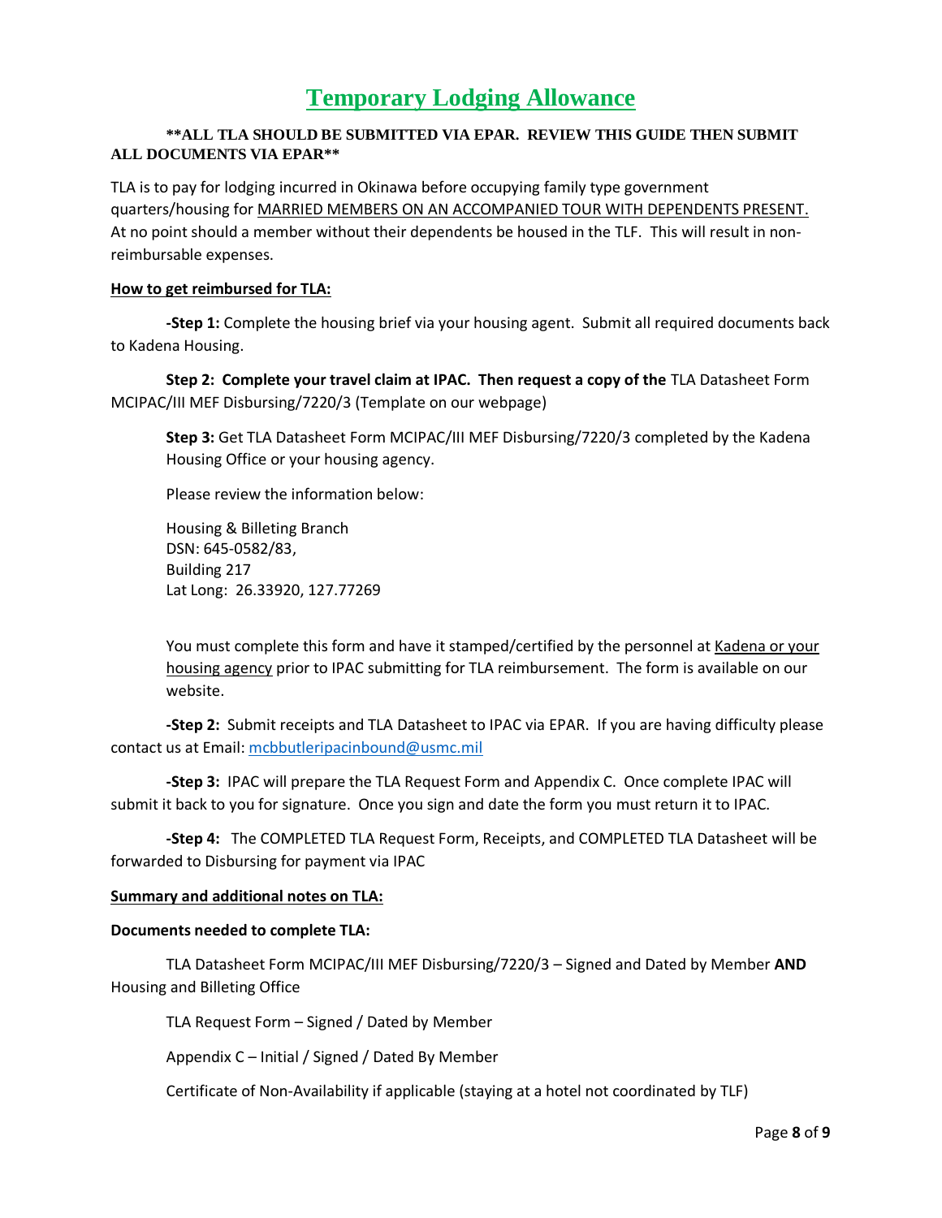# Temporary Lodging Allowance

**\*\*ALL TLA SHOULD BE SUBMITTED VIA EPAR. REVIEW THIS GUIDE THEN SUBMIT ALL DOCUMENTS VIA EPAR\*\***

TLA is to pay for lodging incurred in Okinawa before occupying family type government quarters/housing for MARRIED MEMBERS ON AN ACCOMPANIED TOUR WITH DEPENDENTS PRESENT. At no point should a member without their dependents be housed in the TLF. This will result in non-reimbursable expenses.

**How to get reimbursed for TLA:**

**-Step 1:** Complete the housing brief via your housing agent. Submit all required documents back to Kadena Housing.

**Step 2: Complete your travel claim at IPAC. Then request a copy of the** TLA Datasheet Form MCIPAC/III MEF Disbursing/7220/3 (Template on our webpage)

**Step 3:** Get TLA Datasheet Form MCIPAC/III MEF Disbursing/7220/3 completed by the Kadena Housing Office or your housing agency.

Please review the information below:

Housing & Billeting Branch
DSN: 645-0582/83,
Building 217
Lat Long: 26.33920, 127.77269

You must complete this form and have it stamped/certified by the personnel at Kadena or your housing agency prior to IPAC submitting for TLA reimbursement. The form is available on our website.

**-Step 2:** Submit receipts and TLA Datasheet to IPAC via EPAR. If you are having difficulty please contact us at Email: mcbbutleripacinbound@usmc.mil

**-Step 3:** IPAC will prepare the TLA Request Form and Appendix C. Once complete IPAC will submit it back to you for signature. Once you sign and date the form you must return it to IPAC.

**-Step 4:** The COMPLETED TLA Request Form, Receipts, and COMPLETED TLA Datasheet will be forwarded to Disbursing for payment via IPAC

**Summary and additional notes on TLA:**

**Documents needed to complete TLA:**

TLA Datasheet Form MCIPAC/III MEF Disbursing/7220/3 – Signed and Dated by Member **AND** Housing and Billeting Office

TLA Request Form – Signed / Dated by Member

Appendix C – Initial / Signed / Dated By Member

Certificate of Non-Availability if applicable (staying at a hotel not coordinated by TLF)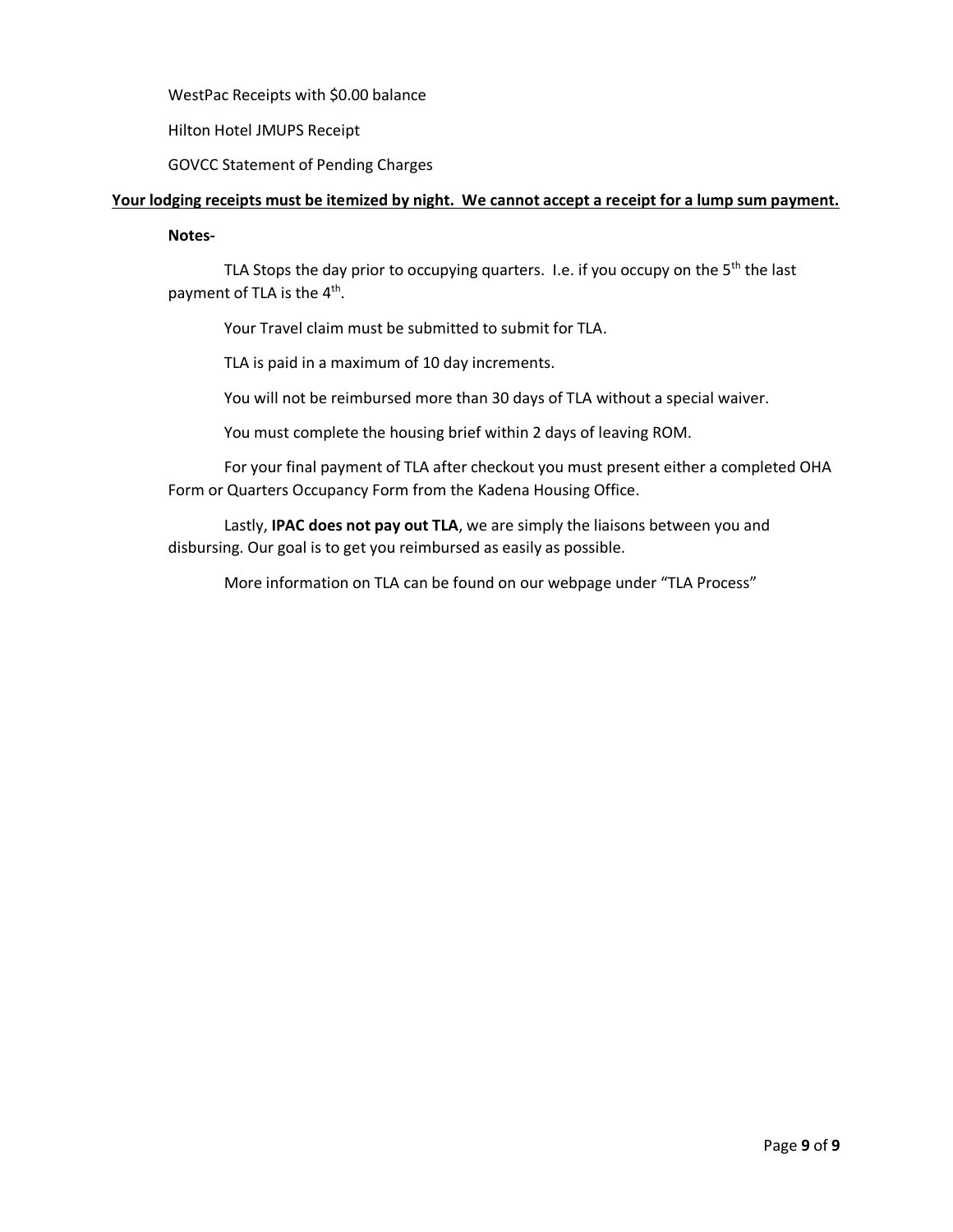WestPac Receipts with $0.00 balance

Hilton Hotel JMUPS Receipt

GOVCC Statement of Pending Charges

**<u>Your lodging receipts must be itemized by night. We cannot accept a receipt for a lump sum payment.</u>**

**Notes-**

TLA Stops the day prior to occupying quarters. I.e. if you occupy on the 5th the last payment of TLA is the 4th.

Your Travel claim must be submitted to submit for TLA.

TLA is paid in a maximum of 10 day increments.

You will not be reimbursed more than 30 days of TLA without a special waiver.

You must complete the housing brief within 2 days of leaving ROM.

For your final payment of TLA after checkout you must present either a completed OHA Form or Quarters Occupancy Form from the Kadena Housing Office.

Lastly, **IPAC does not pay out TLA**, we are simply the liaisons between you and disbursing. Our goal is to get you reimbursed as easily as possible.

More information on TLA can be found on our webpage under "TLA Process"